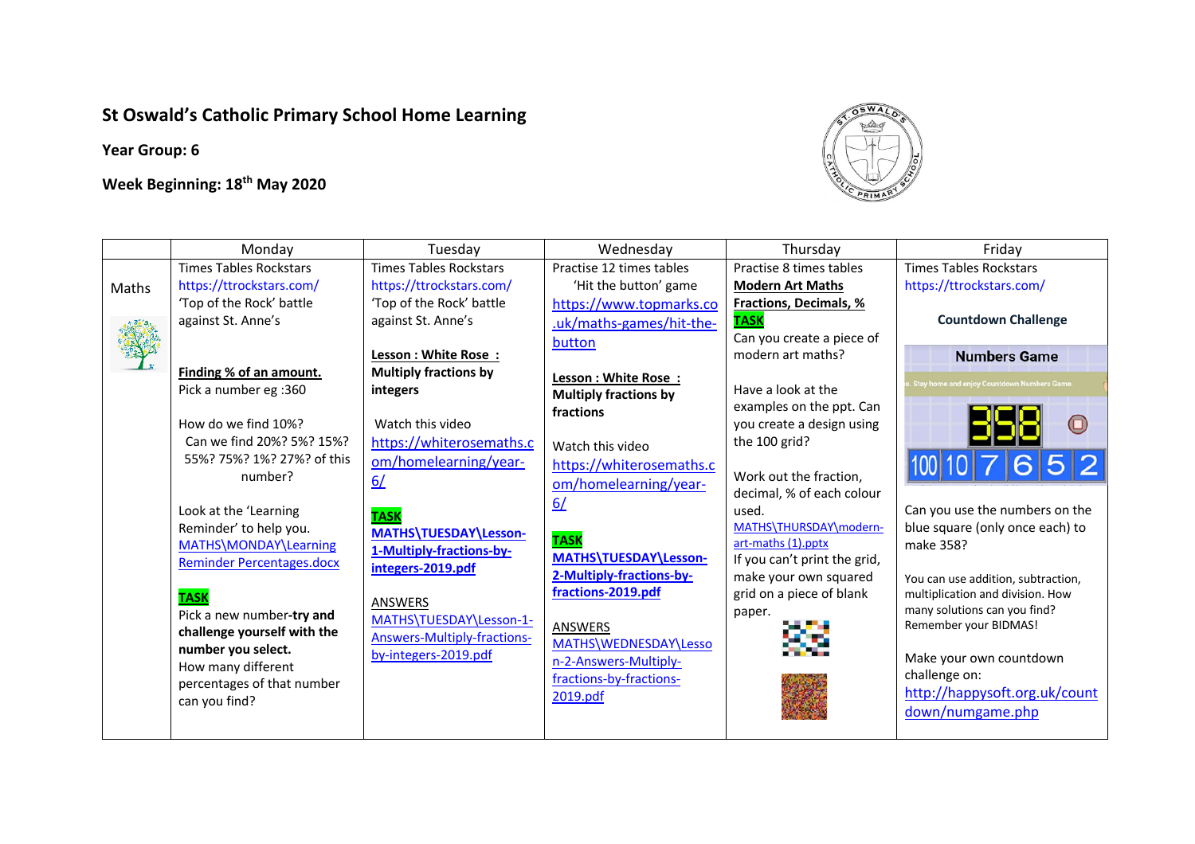**St Oswald's Catholic Primary School Home Learning**

**Year Group: 6**

**Week Beginning: 18th May 2020**

| | Monday | Tuesday | Wednesday | Thursday | Friday |
|---|---|---|---|---|---|
| Maths | Times Tables Rockstars https://ttrockstars.com/ 'Top of the Rock' battle against St. Anne's<br><br>**Finding % of an amount.**<br>Pick a number eg :360<br><br>How do we find 10%? Can we find 20%? 5%? 15%? 55%? 75%? 1%? 27%? of this number?<br><br>Look at the 'Learning Reminder' to help you. MATHS\MONDAY\Learning Reminder Percentages.docx<br><br>**TASK**<br>Pick a new number-**try and challenge yourself with the number you select.** How many different percentages of that number can you find? | Times Tables Rockstars https://ttrockstars.com/ 'Top of the Rock' battle against St. Anne's<br><br>**Lesson : White Rose : Multiply fractions by integers**<br><br>Watch this video https://whiterosemaths.com/homelearning/year-6/<br><br>**TASK**<br>**MATHS\TUESDAY\Lesson-1-Multiply-fractions-by-integers-2019.pdf**<br><br>ANSWERS<br>MATHS\TUESDAY\Lesson-1-Answers-Multiply-fractions-by-integers-2019.pdf | Practise 12 times tables 'Hit the button' game https://www.topmarks.co.uk/maths-games/hit-the-button<br><br>**Lesson : White Rose : Multiply fractions by fractions**<br><br>Watch this video https://whiterosemaths.com/homelearning/year-6/<br><br>**TASK**<br>**MATHS\TUESDAY\Lesson-2-Multiply-fractions-by-fractions-2019.pdf**<br><br>ANSWERS<br>MATHS\WEDNESDAY\Lesson-2-Answers-Multiply-fractions-by-fractions-2019.pdf | Practise 8 times tables<br>**Modern Art Maths**<br>**Fractions, Decimals, %**<br>**TASK**<br>Can you create a piece of modern art maths?<br><br>Have a look at the examples on the ppt. Can you create a design using the 100 grid?<br><br>Work out the fraction, decimal, % of each colour used.<br>MATHS\THURSDAY\modern-art-maths (1).pptx<br>If you can't print the grid, make your own squared grid on a piece of blank paper. | Times Tables Rockstars https://ttrockstars.com/<br><br>**Countdown Challenge**<br><br>Numbers Game<br>358<br>100 10 7 6 5 2<br><br>Can you use the numbers on the blue square (only once each) to make 358?<br><br>You can use addition, subtraction, multiplication and division. How many solutions can you find? Remember your BIDMAS!<br><br>Make your own countdown challenge on: http://happysoft.org.uk/countdown/numgame.php |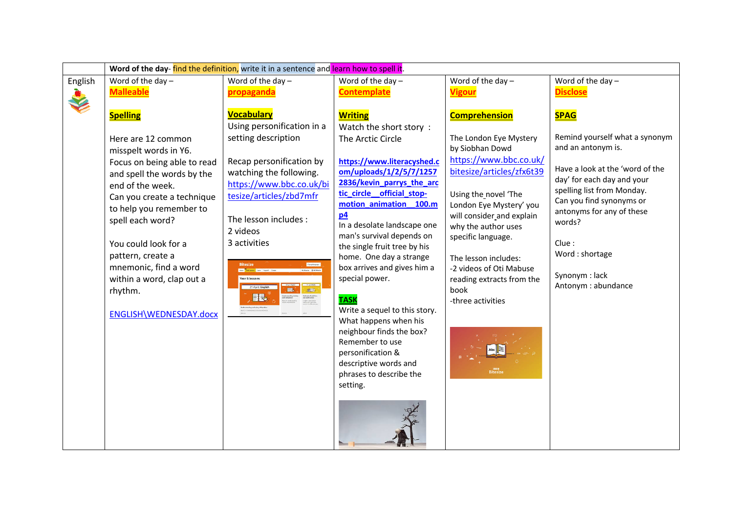| | **Word of the day**- find the definition, write it in a sentence and learn how to spell it. | | | | |
|---|---|---|---|---|---|
| English | Word of the day – **Malleable**<br><br>**Spelling**<br><br>Here are 12 common misspelt words in Y6.<br>Focus on being able to read and spell the words by the end of the week.<br>Can you create a technique to help you remember to spell each word?<br><br>You could look for a pattern, create a mnemonic, find a word within a word, clap out a rhythm.<br><br>ENGLISH\WEDNESDAY.docx | Word of the day – **propaganda**<br><br>**Vocabulary**<br>Using personification in a setting description<br><br>Recap personification by watching the following.<br>https://www.bbc.co.uk/bitesize/articles/zbd7mfr<br><br>The lesson includes :<br>2 videos<br>3 activities | Word of the day – **Contemplate**<br><br>**Writing**<br>Watch the short story : The Arctic Circle<br><br>**https://www.literacyshed.com/uploads/1/2/5/7/12572836/kevin_parrys_the_arctic_circle__official_stop-motion_animation__100.mp4**<br>In a desolate landscape one man's survival depends on the single fruit tree by his home. One day a strange box arrives and gives him a special power.<br><br>**TASK**<br>Write a sequel to this story. What happens when his neighbour finds the box? Remember to use personification & descriptive words and phrases to describe the setting. | Word of the day – **Vigour**<br><br>**Comprehension**<br><br>The London Eye Mystery by Siobhan Dowd<br>https://www.bbc.co.uk/bitesize/articles/zfx6t39<br><br>Using the novel 'The London Eye Mystery' you will consider and explain why the author uses specific language.<br><br>The lesson includes:<br>-2 videos of Oti Mabuse reading extracts from the book<br>-three activities | Word of the day – **Disclose**<br><br>**SPAG**<br><br>Remind yourself what a synonym and an antonym is.<br><br>Have a look at the 'word of the day' for each day and your spelling list from Monday.<br>Can you find synonyms or antonyms for any of these words?<br><br>Clue :<br>Word : shortage<br><br>Synonym : lack<br>Antonym : abundance |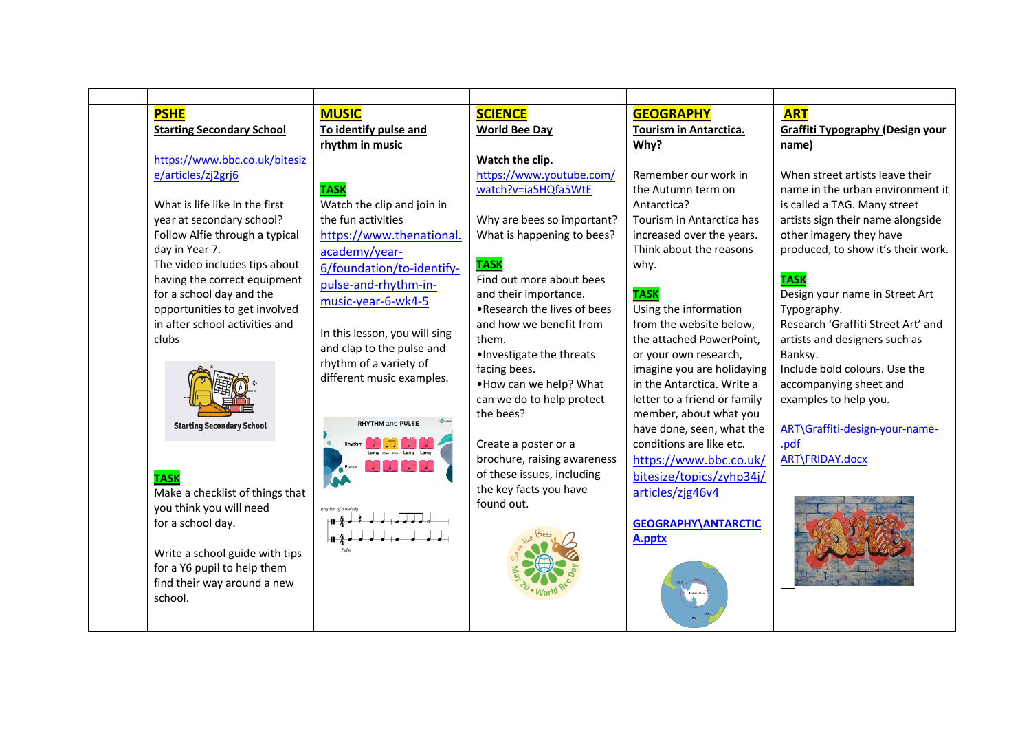| | PSHE | MUSIC | SCIENCE | GEOGRAPHY | ART |
|---|---|---|---|---|---|
| | **Starting Secondary School**<br><br>https://www.bbc.co.uk/bitesize/articles/zj2grj6<br><br>What is life like in the first year at secondary school? Follow Alfie through a typical day in Year 7.<br>The video includes tips about having the correct equipment for a school day and the opportunities to get involved in after school activities and clubs<br><br>**TASK**<br>Make a checklist of things that you think you will need for a school day.<br><br>Write a school guide with tips for a Y6 pupil to help them find their way around a new school. | **To identify pulse and rhythm in music**<br><br>**TASK**<br>Watch the clip and join in the fun activities<br>https://www.thenational.academy/year-6/foundation/to-identify-pulse-and-rhythm-in-music-year-6-wk4-5<br><br>In this lesson, you will sing and clap to the pulse and rhythm of a variety of different music examples. | **World Bee Day**<br><br>**Watch the clip.**<br>https://www.youtube.com/watch?v=ia5HQfa5WtE<br><br>Why are bees so important? What is happening to bees?<br><br>**TASK**<br>Find out more about bees and their importance.<br>•Research the lives of bees and how we benefit from them.<br>•Investigate the threats facing bees.<br>•How can we help? What can we do to help protect the bees?<br><br>Create a poster or a brochure, raising awareness of these issues, including the key facts you have found out. | **Tourism in Antarctica. Why?**<br><br>Remember our work in the Autumn term on Antarctica?<br>Tourism in Antarctica has increased over the years. Think about the reasons why.<br><br>**TASK**<br>Using the information from the website below, the attached PowerPoint, or your own research, imagine you are holidaying in the Antarctica. Write a letter to a friend or family member, about what you have done, seen, what the conditions are like etc.<br>https://www.bbc.co.uk/bitesize/topics/zyhp34j/articles/zjg46v4<br><br>**GEOGRAPHY\ANTARCTICA.pptx** | **Graffiti Typography (Design your name)**<br><br>When street artists leave their name in the urban environment it is called a TAG. Many street artists sign their name alongside other imagery they have produced, to show it's their work.<br><br>**TASK**<br>Design your name in Street Art Typography.<br>Research 'Graffiti Street Art' and artists and designers such as Banksy.<br>Include bold colours. Use the accompanying sheet and examples to help you.<br><br>ART\Graffiti-design-your-name-.pdf<br>ART\FRIDAY.docx |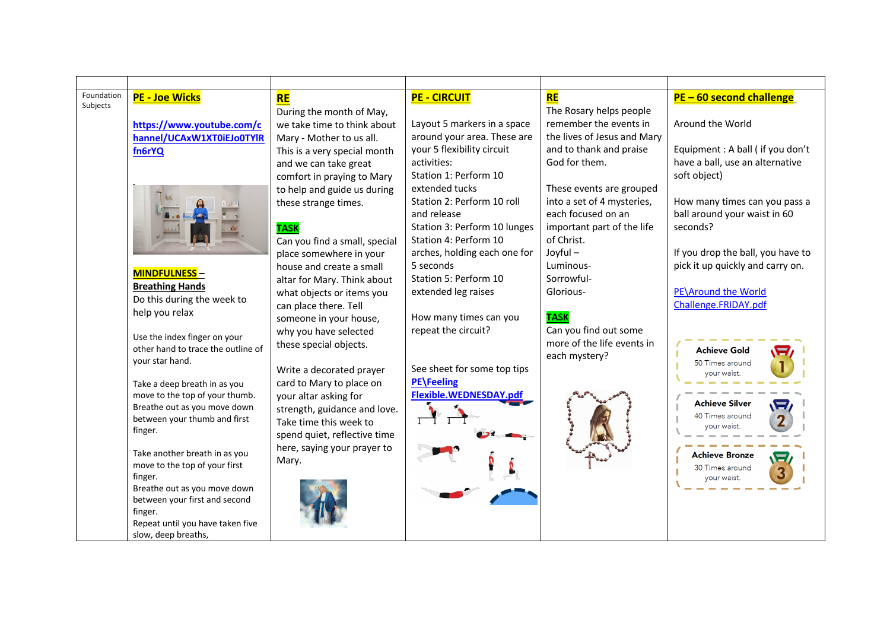| | | | | | |
|---|---|---|---|---|---|
| Foundation Subjects | **PE - Joe Wicks**<br><br>**https://www.youtube.com/channel/UCAxW1XT0iEJo0TYlRfn6rYQ**<br><br>**MINDFULNESS – Breathing Hands**<br>Do this during the week to help you relax<br><br>Use the index finger on your other hand to trace the outline of your star hand.<br><br>Take a deep breath in as you move to the top of your thumb. Breathe out as you move down between your thumb and first finger.<br><br>Take another breath in as you move to the top of your first finger.<br>Breathe out as you move down between your first and second finger.<br>Repeat until you have taken five slow, deep breaths, | **RE**<br>During the month of May, we take time to think about Mary - Mother to us all. This is a very special month and we can take great comfort in praying to Mary to help and guide us during these strange times.<br><br>**TASK**<br>Can you find a small, special place somewhere in your house and create a small altar for Mary. Think about what objects or items you can place there. Tell someone in your house, why you have selected these special objects.<br><br>Write a decorated prayer card to Mary to place on your altar asking for strength, guidance and love. Take time this week to spend quiet, reflective time here, saying your prayer to Mary. | **PE - CIRCUIT**<br><br>Layout 5 markers in a space around your area. These are your 5 flexibility circuit activities:<br>Station 1: Perform 10 extended tucks<br>Station 2: Perform 10 roll and release<br>Station 3: Perform 10 lunges<br>Station 4: Perform 10 arches, holding each one for 5 seconds<br>Station 5: Perform 10 extended leg raises<br><br>How many times can you repeat the circuit?<br><br>See sheet for some top tips<br>**PE\Feeling Flexible.WEDNESDAY.pdf** | **RE**<br>The Rosary helps people remember the events in the lives of Jesus and Mary and to thank and praise God for them.<br><br>These events are grouped into a set of 4 mysteries, each focused on an important part of the life of Christ.<br>Joyful –<br>Luminous-<br>Sorrowful-<br>Glorious-<br><br>**TASK**<br>Can you find out some more of the life events in each mystery? | **PE – 60 second challenge**<br><br>Around the World<br><br>Equipment : A ball ( if you don't have a ball, use an alternative soft object)<br><br>How many times can you pass a ball around your waist in 60 seconds?<br><br>If you drop the ball, you have to pick it up quickly and carry on.<br><br>PE\Around the World Challenge.FRIDAY.pdf<br><br>**Achieve Gold** 50 Times around your waist.<br>**Achieve Silver** 40 Times around your waist.<br>**Achieve Bronze** 30 Times around your waist. |